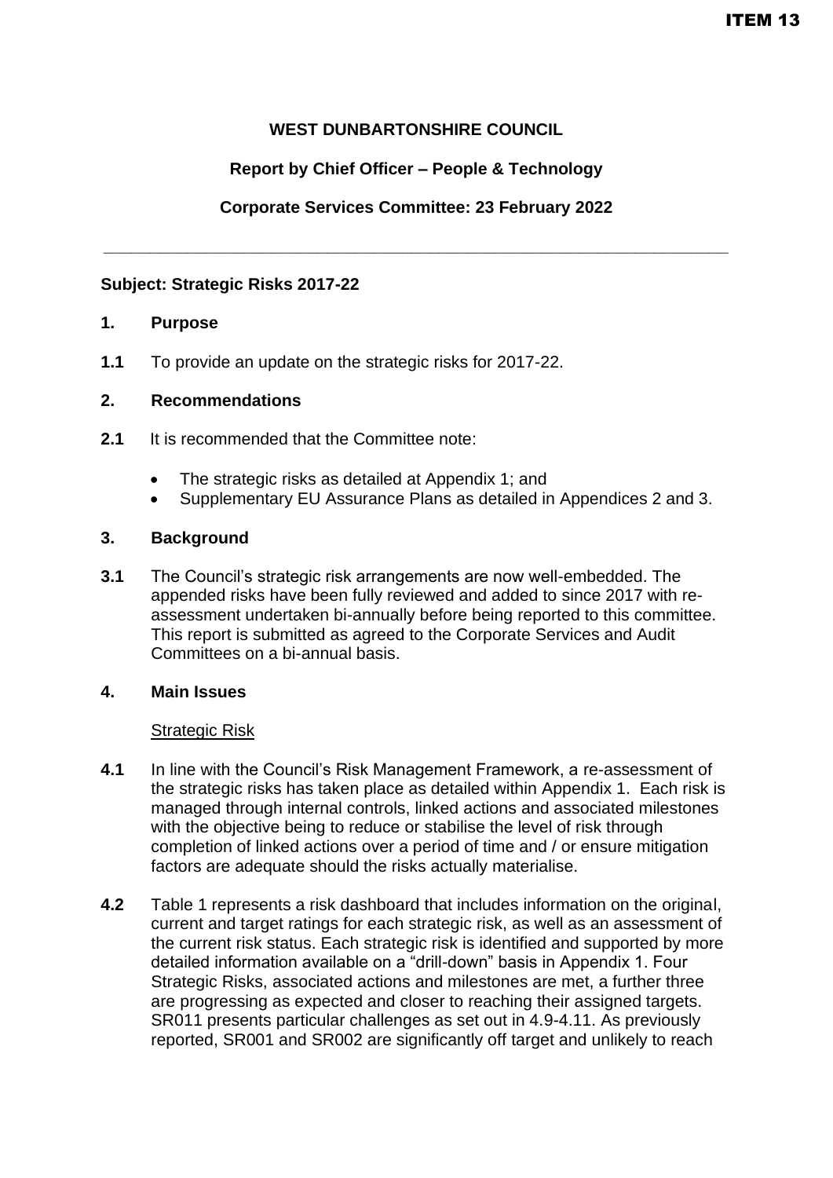ITEM 13

**WEST DUNBARTONSHIRE COUNCIL**

**Report by Chief Officer – People & Technology**

**Corporate Services Committee: 23 February 2022**

---

**Subject: Strategic Risks 2017-22**

## 1. Purpose

**1.1** To provide an update on the strategic risks for 2017-22.

## 2. Recommendations

**2.1** It is recommended that the Committee note:

- The strategic risks as detailed at Appendix 1; and
- Supplementary EU Assurance Plans as detailed in Appendices 2 and 3.

## 3. Background

**3.1** The Council's strategic risk arrangements are now well-embedded. The appended risks have been fully reviewed and added to since 2017 with re-assessment undertaken bi-annually before being reported to this committee. This report is submitted as agreed to the Corporate Services and Audit Committees on a bi-annual basis.

## 4. Main Issues

Strategic Risk

**4.1** In line with the Council's Risk Management Framework, a re-assessment of the strategic risks has taken place as detailed within Appendix 1. Each risk is managed through internal controls, linked actions and associated milestones with the objective being to reduce or stabilise the level of risk through completion of linked actions over a period of time and / or ensure mitigation factors are adequate should the risks actually materialise.

**4.2** Table 1 represents a risk dashboard that includes information on the original, current and target ratings for each strategic risk, as well as an assessment of the current risk status. Each strategic risk is identified and supported by more detailed information available on a "drill-down" basis in Appendix 1. Four Strategic Risks, associated actions and milestones are met, a further three are progressing as expected and closer to reaching their assigned targets. SR011 presents particular challenges as set out in 4.9-4.11. As previously reported, SR001 and SR002 are significantly off target and unlikely to reach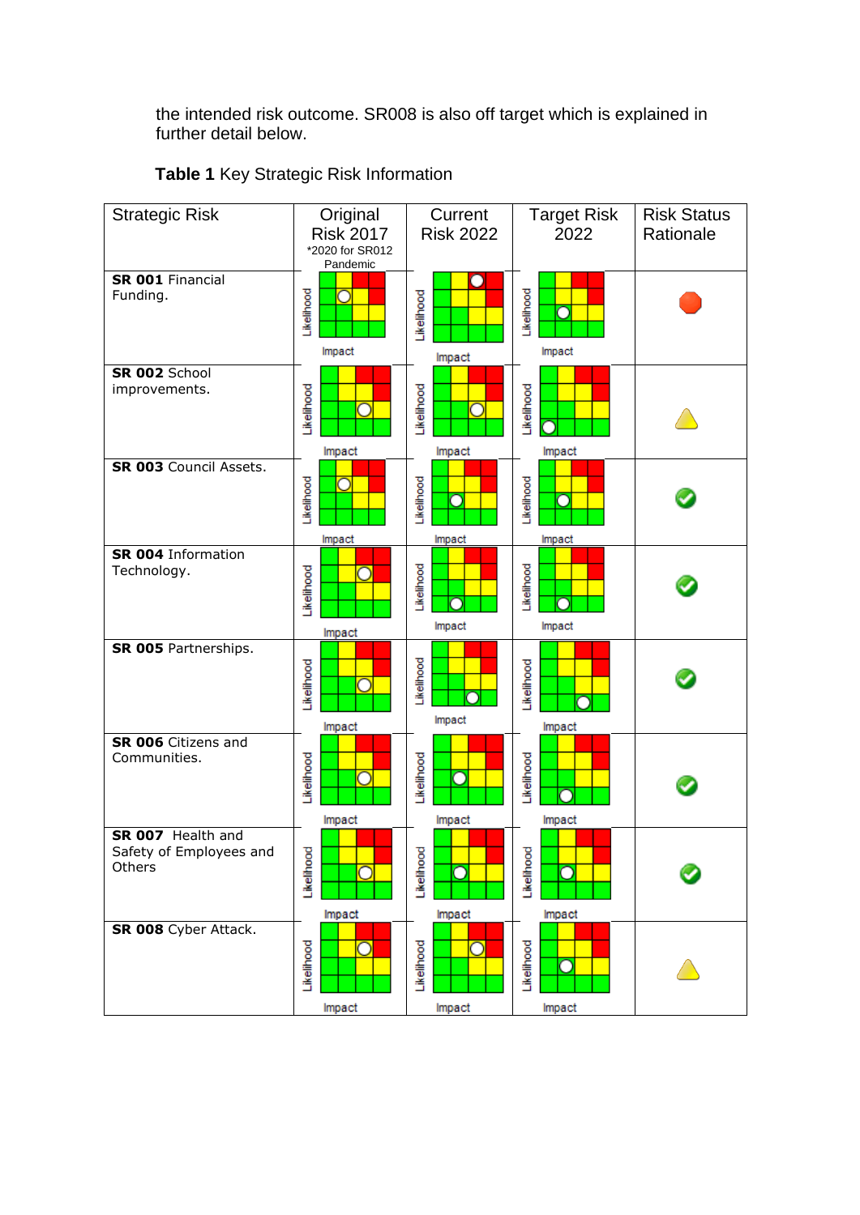the intended risk outcome. SR008 is also off target which is explained in further detail below.

**Table 1** Key Strategic Risk Information

| Strategic Risk | Original Risk 2017 *2020 for SR012 Pandemic | Current Risk 2022 | Target Risk 2022 | Risk Status Rationale |
|---|---|---|---|---|
| **SR 001** Financial Funding. | Likelihood / Impact | Likelihood / Impact | Likelihood / Impact | |
| **SR 002** School improvements. | Likelihood / Impact | Likelihood / Impact | Likelihood / Impact | |
| **SR 003** Council Assets. | Likelihood / Impact | Likelihood / Impact | Likelihood / Impact | |
| **SR 004** Information Technology. | Likelihood / Impact | Likelihood / Impact | Likelihood / Impact | |
| **SR 005** Partnerships. | Likelihood / Impact | Likelihood / Impact | Likelihood / Impact | |
| **SR 006** Citizens and Communities. | Likelihood / Impact | Likelihood / Impact | Likelihood / Impact | |
| **SR 007** Health and Safety of Employees and Others | Likelihood / Impact | Likelihood / Impact | Likelihood / Impact | |
| **SR 008** Cyber Attack. | Likelihood / Impact | Likelihood / Impact | Likelihood / Impact | |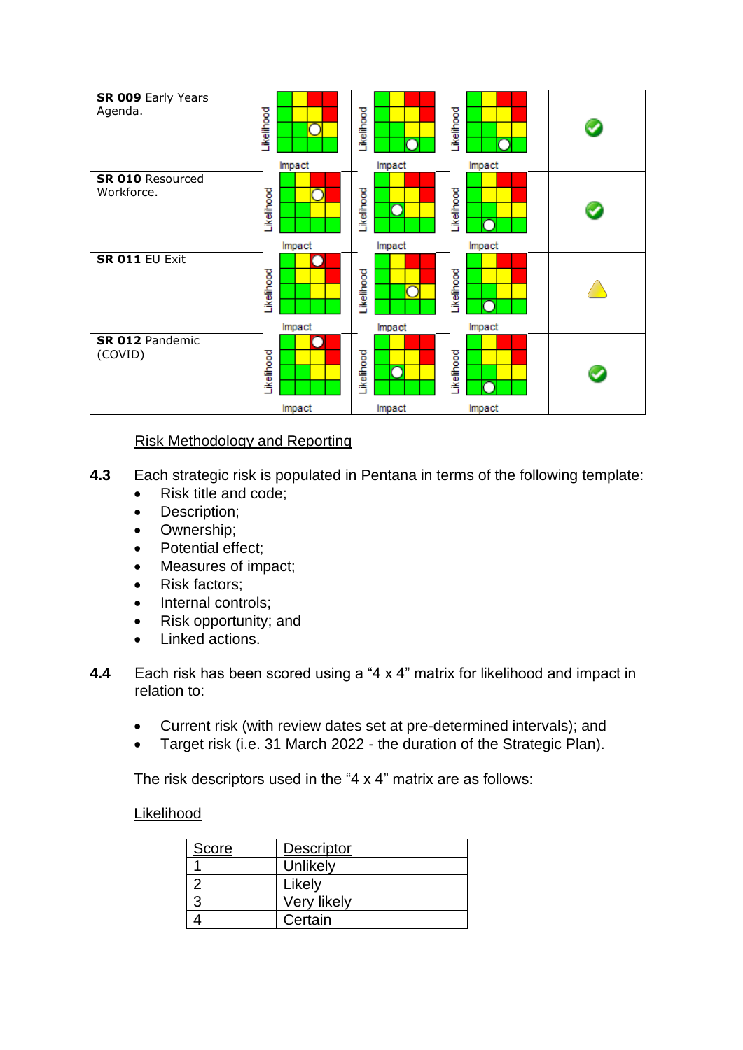| | | | | |
|---|---|---|---|---|
| **SR 009** Early Years Agenda. | Likelihood / Impact | Likelihood / Impact | Likelihood / Impact | |
| **SR 010** Resourced Workforce. | Likelihood / Impact | Likelihood / Impact | Likelihood / Impact | |
| **SR 011** EU Exit | Likelihood / Impact | Likelihood / Impact | Likelihood / Impact | |
| **SR 012** Pandemic (COVID) | Likelihood / Impact | Likelihood / Impact | Likelihood / Impact | |

Risk Methodology and Reporting

**4.3** Each strategic risk is populated in Pentana in terms of the following template:

- Risk title and code;
- Description;
- Ownership;
- Potential effect;
- Measures of impact;
- Risk factors;
- Internal controls;
- Risk opportunity; and
- Linked actions.

**4.4** Each risk has been scored using a "4 x 4" matrix for likelihood and impact in relation to:

- Current risk (with review dates set at pre-determined intervals); and
- Target risk (i.e. 31 March 2022 - the duration of the Strategic Plan).

The risk descriptors used in the "4 x 4" matrix are as follows:

Likelihood

| Score | Descriptor |
|---|---|
| 1 | Unlikely |
| 2 | Likely |
| 3 | Very likely |
| 4 | Certain |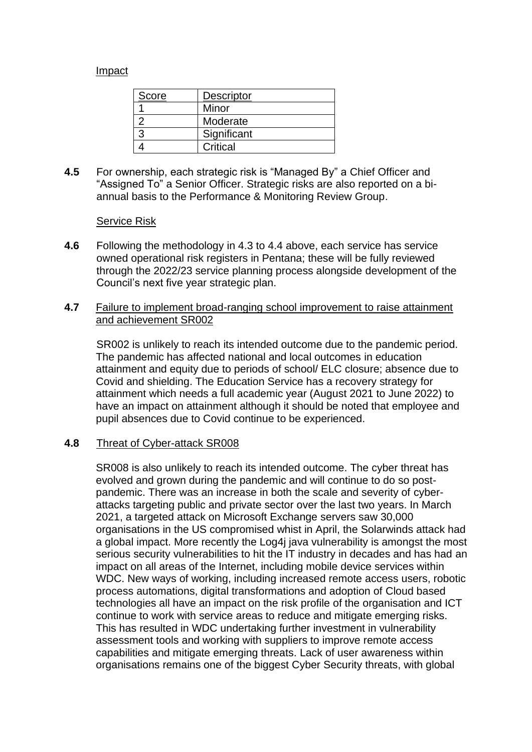Impact

| Score | Descriptor |
|---|---|
| 1 | Minor |
| 2 | Moderate |
| 3 | Significant |
| 4 | Critical |

**4.5** For ownership, each strategic risk is "Managed By" a Chief Officer and "Assigned To" a Senior Officer. Strategic risks are also reported on a bi-annual basis to the Performance & Monitoring Review Group.

Service Risk

**4.6** Following the methodology in 4.3 to 4.4 above, each service has service owned operational risk registers in Pentana; these will be fully reviewed through the 2022/23 service planning process alongside development of the Council's next five year strategic plan.

**4.7** Failure to implement broad-ranging school improvement to raise attainment and achievement SR002

SR002 is unlikely to reach its intended outcome due to the pandemic period. The pandemic has affected national and local outcomes in education attainment and equity due to periods of school/ ELC closure; absence due to Covid and shielding. The Education Service has a recovery strategy for attainment which needs a full academic year (August 2021 to June 2022) to have an impact on attainment although it should be noted that employee and pupil absences due to Covid continue to be experienced.

**4.8** Threat of Cyber-attack SR008

SR008 is also unlikely to reach its intended outcome. The cyber threat has evolved and grown during the pandemic and will continue to do so post-pandemic. There was an increase in both the scale and severity of cyber-attacks targeting public and private sector over the last two years. In March 2021, a targeted attack on Microsoft Exchange servers saw 30,000 organisations in the US compromised whist in April, the Solarwinds attack had a global impact. More recently the Log4j java vulnerability is amongst the most serious security vulnerabilities to hit the IT industry in decades and has had an impact on all areas of the Internet, including mobile device services within WDC. New ways of working, including increased remote access users, robotic process automations, digital transformations and adoption of Cloud based technologies all have an impact on the risk profile of the organisation and ICT continue to work with service areas to reduce and mitigate emerging risks. This has resulted in WDC undertaking further investment in vulnerability assessment tools and working with suppliers to improve remote access capabilities and mitigate emerging threats. Lack of user awareness within organisations remains one of the biggest Cyber Security threats, with global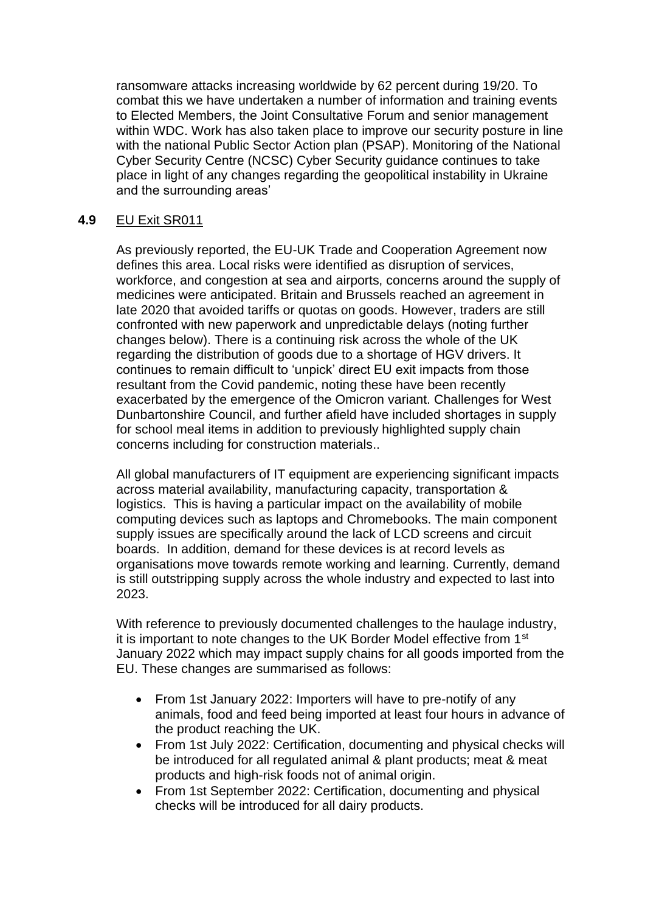ransomware attacks increasing worldwide by 62 percent during 19/20. To combat this we have undertaken a number of information and training events to Elected Members, the Joint Consultative Forum and senior management within WDC. Work has also taken place to improve our security posture in line with the national Public Sector Action plan (PSAP). Monitoring of the National Cyber Security Centre (NCSC) Cyber Security guidance continues to take place in light of any changes regarding the geopolitical instability in Ukraine and the surrounding areas'

**4.9** EU Exit SR011

As previously reported, the EU-UK Trade and Cooperation Agreement now defines this area. Local risks were identified as disruption of services, workforce, and congestion at sea and airports, concerns around the supply of medicines were anticipated. Britain and Brussels reached an agreement in late 2020 that avoided tariffs or quotas on goods. However, traders are still confronted with new paperwork and unpredictable delays (noting further changes below). There is a continuing risk across the whole of the UK regarding the distribution of goods due to a shortage of HGV drivers. It continues to remain difficult to 'unpick' direct EU exit impacts from those resultant from the Covid pandemic, noting these have been recently exacerbated by the emergence of the Omicron variant. Challenges for West Dunbartonshire Council, and further afield have included shortages in supply for school meal items in addition to previously highlighted supply chain concerns including for construction materials..

All global manufacturers of IT equipment are experiencing significant impacts across material availability, manufacturing capacity, transportation & logistics. This is having a particular impact on the availability of mobile computing devices such as laptops and Chromebooks. The main component supply issues are specifically around the lack of LCD screens and circuit boards. In addition, demand for these devices is at record levels as organisations move towards remote working and learning. Currently, demand is still outstripping supply across the whole industry and expected to last into 2023.

With reference to previously documented challenges to the haulage industry, it is important to note changes to the UK Border Model effective from 1st January 2022 which may impact supply chains for all goods imported from the EU. These changes are summarised as follows:

- From 1st January 2022: Importers will have to pre-notify of any animals, food and feed being imported at least four hours in advance of the product reaching the UK.
- From 1st July 2022: Certification, documenting and physical checks will be introduced for all regulated animal & plant products; meat & meat products and high-risk foods not of animal origin.
- From 1st September 2022: Certification, documenting and physical checks will be introduced for all dairy products.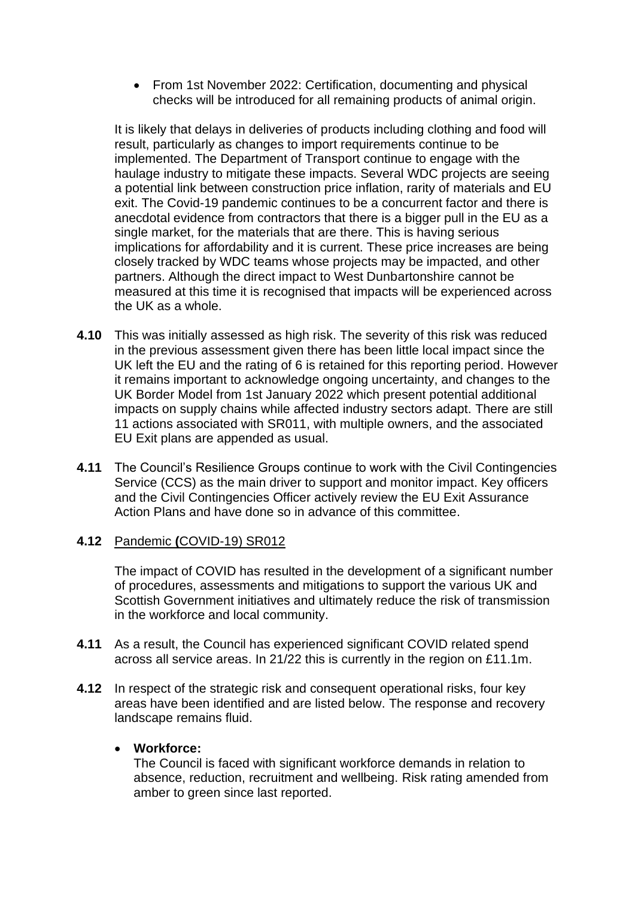- From 1st November 2022: Certification, documenting and physical checks will be introduced for all remaining products of animal origin.

It is likely that delays in deliveries of products including clothing and food will result, particularly as changes to import requirements continue to be implemented. The Department of Transport continue to engage with the haulage industry to mitigate these impacts. Several WDC projects are seeing a potential link between construction price inflation, rarity of materials and EU exit. The Covid-19 pandemic continues to be a concurrent factor and there is anecdotal evidence from contractors that there is a bigger pull in the EU as a single market, for the materials that are there. This is having serious implications for affordability and it is current. These price increases are being closely tracked by WDC teams whose projects may be impacted, and other partners. Although the direct impact to West Dunbartonshire cannot be measured at this time it is recognised that impacts will be experienced across the UK as a whole.

**4.10** This was initially assessed as high risk. The severity of this risk was reduced in the previous assessment given there has been little local impact since the UK left the EU and the rating of 6 is retained for this reporting period. However it remains important to acknowledge ongoing uncertainty, and changes to the UK Border Model from 1st January 2022 which present potential additional impacts on supply chains while affected industry sectors adapt. There are still 11 actions associated with SR011, with multiple owners, and the associated EU Exit plans are appended as usual.

**4.11** The Council's Resilience Groups continue to work with the Civil Contingencies Service (CCS) as the main driver to support and monitor impact. Key officers and the Civil Contingencies Officer actively review the EU Exit Assurance Action Plans and have done so in advance of this committee.

**4.12** Pandemic **(**COVID-19) SR012

The impact of COVID has resulted in the development of a significant number of procedures, assessments and mitigations to support the various UK and Scottish Government initiatives and ultimately reduce the risk of transmission in the workforce and local community.

**4.11** As a result, the Council has experienced significant COVID related spend across all service areas. In 21/22 this is currently in the region on £11.1m.

**4.12** In respect of the strategic risk and consequent operational risks, four key areas have been identified and are listed below. The response and recovery landscape remains fluid.

- **Workforce:**
  The Council is faced with significant workforce demands in relation to absence, reduction, recruitment and wellbeing. Risk rating amended from amber to green since last reported.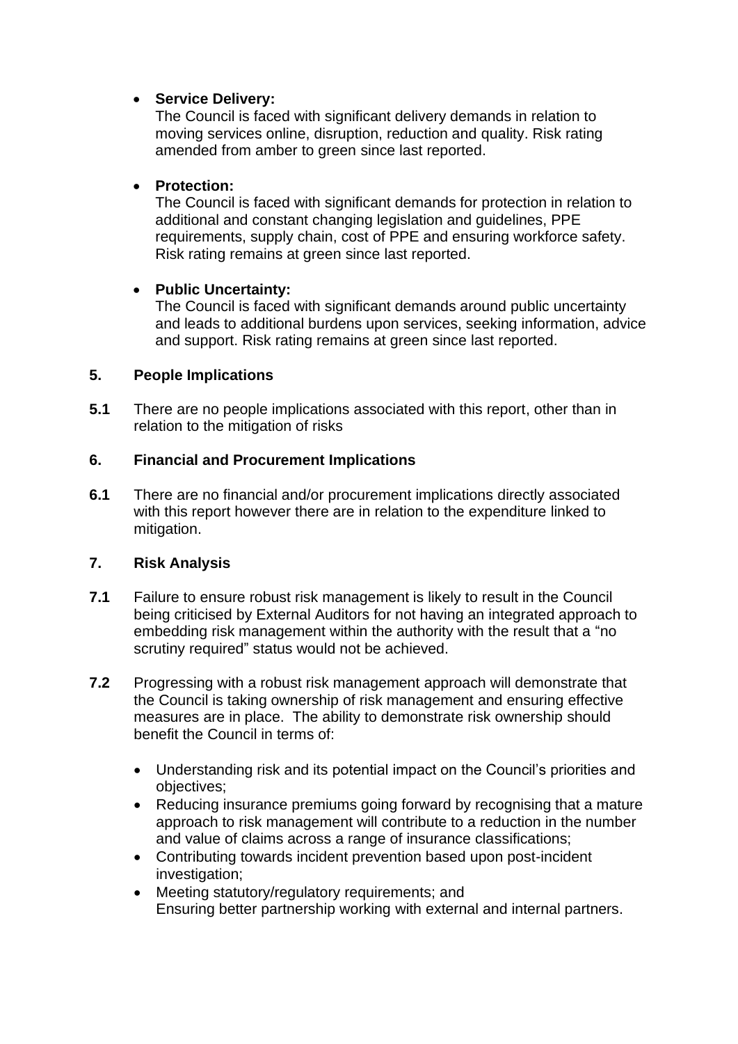- **Service Delivery:**
  The Council is faced with significant delivery demands in relation to moving services online, disruption, reduction and quality. Risk rating amended from amber to green since last reported.

- **Protection:**
  The Council is faced with significant demands for protection in relation to additional and constant changing legislation and guidelines, PPE requirements, supply chain, cost of PPE and ensuring workforce safety. Risk rating remains at green since last reported.

- **Public Uncertainty:**
  The Council is faced with significant demands around public uncertainty and leads to additional burdens upon services, seeking information, advice and support. Risk rating remains at green since last reported.

## 5. People Implications

**5.1** There are no people implications associated with this report, other than in relation to the mitigation of risks

## 6. Financial and Procurement Implications

**6.1** There are no financial and/or procurement implications directly associated with this report however there are in relation to the expenditure linked to mitigation.

## 7. Risk Analysis

**7.1** Failure to ensure robust risk management is likely to result in the Council being criticised by External Auditors for not having an integrated approach to embedding risk management within the authority with the result that a "no scrutiny required" status would not be achieved.

**7.2** Progressing with a robust risk management approach will demonstrate that the Council is taking ownership of risk management and ensuring effective measures are in place. The ability to demonstrate risk ownership should benefit the Council in terms of:

- Understanding risk and its potential impact on the Council's priorities and objectives;
- Reducing insurance premiums going forward by recognising that a mature approach to risk management will contribute to a reduction in the number and value of claims across a range of insurance classifications;
- Contributing towards incident prevention based upon post-incident investigation;
- Meeting statutory/regulatory requirements; and
  Ensuring better partnership working with external and internal partners.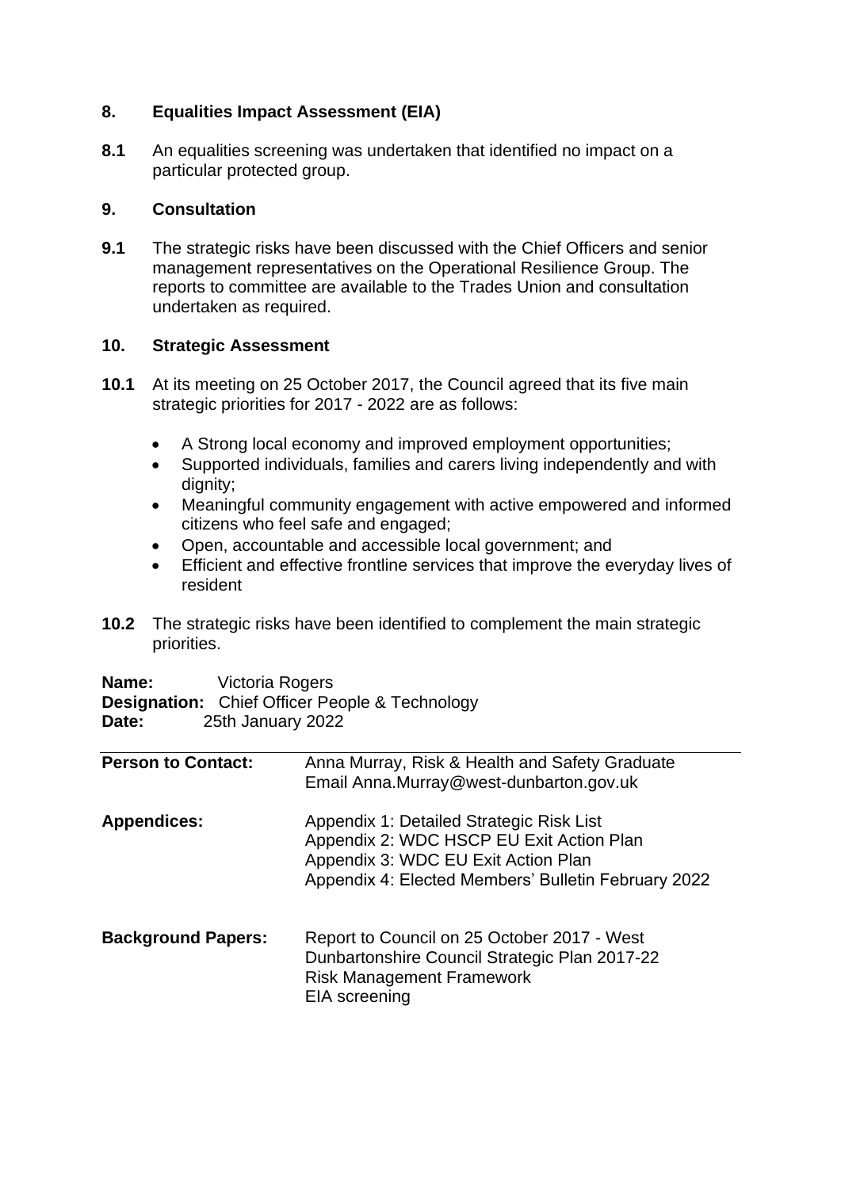## 8. Equalities Impact Assessment (EIA)

**8.1** An equalities screening was undertaken that identified no impact on a particular protected group.

## 9. Consultation

**9.1** The strategic risks have been discussed with the Chief Officers and senior management representatives on the Operational Resilience Group. The reports to committee are available to the Trades Union and consultation undertaken as required.

## 10. Strategic Assessment

**10.1** At its meeting on 25 October 2017, the Council agreed that its five main strategic priorities for 2017 - 2022 are as follows:

- A Strong local economy and improved employment opportunities;
- Supported individuals, families and carers living independently and with dignity;
- Meaningful community engagement with active empowered and informed citizens who feel safe and engaged;
- Open, accountable and accessible local government; and
- Efficient and effective frontline services that improve the everyday lives of resident

**10.2** The strategic risks have been identified to complement the main strategic priorities.

**Name:** Victoria Rogers
**Designation:** Chief Officer People & Technology
**Date:** 25th January 2022

| | |
|---|---|
| **Person to Contact:** | Anna Murray, Risk & Health and Safety Graduate<br>Email Anna.Murray@west-dunbarton.gov.uk |
| **Appendices:** | Appendix 1: Detailed Strategic Risk List<br>Appendix 2: WDC HSCP EU Exit Action Plan<br>Appendix 3: WDC EU Exit Action Plan<br>Appendix 4: Elected Members' Bulletin February 2022 |
| **Background Papers:** | Report to Council on 25 October 2017 - West Dunbartonshire Council Strategic Plan 2017-22<br>Risk Management Framework<br>EIA screening |